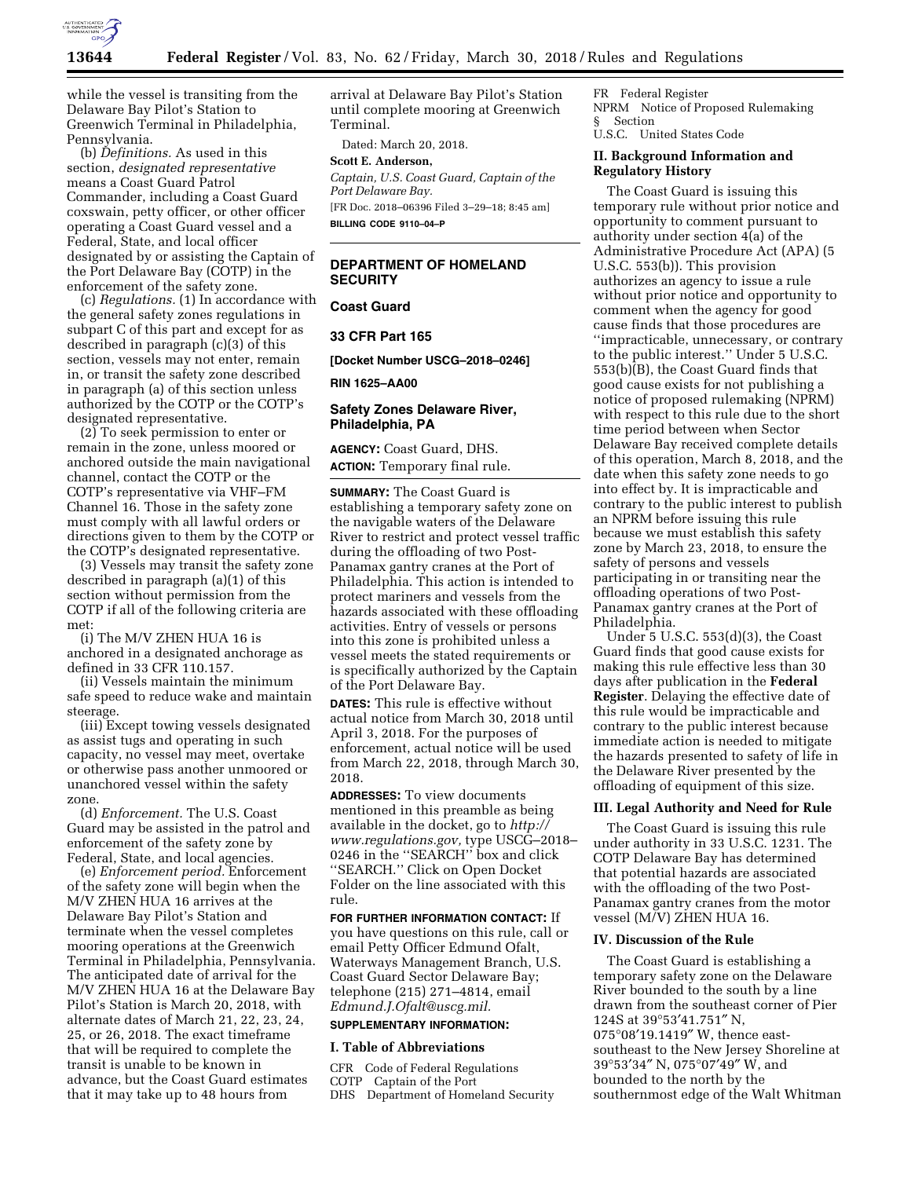while the vessel is transiting from the Delaware Bay Pilot's Station to Greenwich Terminal in Philadelphia, Pennsylvania.

(b) *Definitions.* As used in this section, *designated representative* means a Coast Guard Patrol Commander, including a Coast Guard coxswain, petty officer, or other officer operating a Coast Guard vessel and a Federal, State, and local officer designated by or assisting the Captain of the Port Delaware Bay (COTP) in the enforcement of the safety zone.

(c) *Regulations.* (1) In accordance with the general safety zones regulations in subpart C of this part and except for as described in paragraph (c)(3) of this section, vessels may not enter, remain in, or transit the safety zone described in paragraph (a) of this section unless authorized by the COTP or the COTP's designated representative.

(2) To seek permission to enter or remain in the zone, unless moored or anchored outside the main navigational channel, contact the COTP or the COTP's representative via VHF–FM Channel 16. Those in the safety zone must comply with all lawful orders or directions given to them by the COTP or the COTP's designated representative.

(3) Vessels may transit the safety zone described in paragraph (a)(1) of this section without permission from the COTP if all of the following criteria are met:

(i) The M/V ZHEN HUA 16 is anchored in a designated anchorage as defined in 33 CFR 110.157.

(ii) Vessels maintain the minimum safe speed to reduce wake and maintain steerage.

(iii) Except towing vessels designated as assist tugs and operating in such capacity, no vessel may meet, overtake or otherwise pass another unmoored or unanchored vessel within the safety zone.

(d) *Enforcement.* The U.S. Coast Guard may be assisted in the patrol and enforcement of the safety zone by Federal, State, and local agencies.

(e) *Enforcement period.* Enforcement of the safety zone will begin when the M/V ZHEN HUA 16 arrives at the Delaware Bay Pilot's Station and terminate when the vessel completes mooring operations at the Greenwich Terminal in Philadelphia, Pennsylvania. The anticipated date of arrival for the M/V ZHEN HUA 16 at the Delaware Bay Pilot's Station is March 20, 2018, with alternate dates of March 21, 22, 23, 24, 25, or 26, 2018. The exact timeframe that will be required to complete the transit is unable to be known in advance, but the Coast Guard estimates that it may take up to 48 hours from arrival at Delaware Bay Pilot's Station until complete mooring at Greenwich Terminal.

Dated: March 20, 2018.

**Scott E. Anderson,**

*Captain, U.S. Coast Guard, Captain of the Port Delaware Bay.*

[FR Doc. 2018–06396 Filed 3–29–18; 8:45 am]

**BILLING CODE 9110–04–P**

---

## DEPARTMENT OF HOMELAND SECURITY

### Coast Guard

### 33 CFR Part 165

**[Docket Number USCG–2018–0246]**

**RIN 1625–AA00**

### Safety Zones Delaware River, Philadelphia, PA

**AGENCY:** Coast Guard, DHS.

**ACTION:** Temporary final rule.

**SUMMARY:** The Coast Guard is establishing a temporary safety zone on the navigable waters of the Delaware River to restrict and protect vessel traffic during the offloading of two Post-Panamax gantry cranes at the Port of Philadelphia. This action is intended to protect mariners and vessels from the hazards associated with these offloading activities. Entry of vessels or persons into this zone is prohibited unless a vessel meets the stated requirements or is specifically authorized by the Captain of the Port Delaware Bay.

**DATES:** This rule is effective without actual notice from March 30, 2018 until April 3, 2018. For the purposes of enforcement, actual notice will be used from March 22, 2018, through March 30, 2018.

**ADDRESSES:** To view documents mentioned in this preamble as being available in the docket, go to *http://www.regulations.gov,* type USCG–2018–0246 in the ''SEARCH'' box and click ''SEARCH.'' Click on Open Docket Folder on the line associated with this rule.

**FOR FURTHER INFORMATION CONTACT:** If you have questions on this rule, call or email Petty Officer Edmund Ofalt, Waterways Management Branch, U.S. Coast Guard Sector Delaware Bay; telephone (215) 271–4814, email *Edmund.J.Ofalt@uscg.mil.*

**SUPPLEMENTARY INFORMATION:**

### I. Table of Abbreviations

CFR Code of Federal Regulations
COTP Captain of the Port
DHS Department of Homeland Security
FR Federal Register
NPRM Notice of Proposed Rulemaking
§ Section
U.S.C. United States Code

### II. Background Information and Regulatory History

The Coast Guard is issuing this temporary rule without prior notice and opportunity to comment pursuant to authority under section 4(a) of the Administrative Procedure Act (APA) (5 U.S.C. 553(b)). This provision authorizes an agency to issue a rule without prior notice and opportunity to comment when the agency for good cause finds that those procedures are ''impracticable, unnecessary, or contrary to the public interest.'' Under 5 U.S.C. 553(b)(B), the Coast Guard finds that good cause exists for not publishing a notice of proposed rulemaking (NPRM) with respect to this rule due to the short time period between when Sector Delaware Bay received complete details of this operation, March 8, 2018, and the date when this safety zone needs to go into effect by. It is impracticable and contrary to the public interest to publish an NPRM before issuing this rule because we must establish this safety zone by March 23, 2018, to ensure the safety of persons and vessels participating in or transiting near the offloading operations of two Post-Panamax gantry cranes at the Port of Philadelphia.

Under 5 U.S.C. 553(d)(3), the Coast Guard finds that good cause exists for making this rule effective less than 30 days after publication in the **Federal Register**. Delaying the effective date of this rule would be impracticable and contrary to the public interest because immediate action is needed to mitigate the hazards presented to safety of life in the Delaware River presented by the offloading of equipment of this size.

### III. Legal Authority and Need for Rule

The Coast Guard is issuing this rule under authority in 33 U.S.C. 1231. The COTP Delaware Bay has determined that potential hazards are associated with the offloading of the two Post-Panamax gantry cranes from the motor vessel (M/V) ZHEN HUA 16.

### IV. Discussion of the Rule

The Coast Guard is establishing a temporary safety zone on the Delaware River bounded to the south by a line drawn from the southeast corner of Pier 124S at 39°53′41.751″ N, 075°08′19.1419″ W, thence east-southeast to the New Jersey Shoreline at 39°53′34″ N, 075°07′49″ W, and bounded to the north by the southernmost edge of the Walt Whitman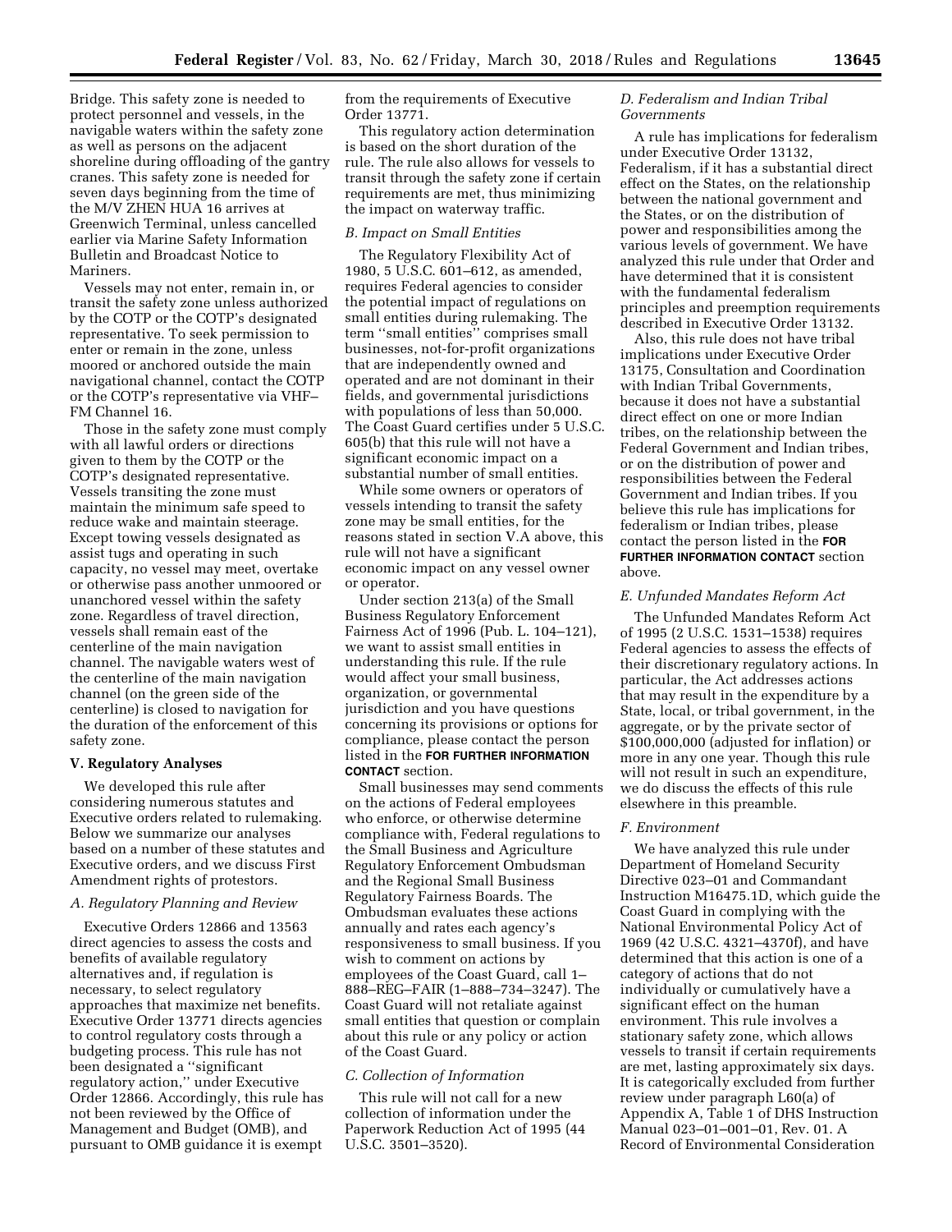Bridge. This safety zone is needed to protect personnel and vessels, in the navigable waters within the safety zone as well as persons on the adjacent shoreline during offloading of the gantry cranes. This safety zone is needed for seven days beginning from the time of the M/V ZHEN HUA 16 arrives at Greenwich Terminal, unless cancelled earlier via Marine Safety Information Bulletin and Broadcast Notice to Mariners.

Vessels may not enter, remain in, or transit the safety zone unless authorized by the COTP or the COTP's designated representative. To seek permission to enter or remain in the zone, unless moored or anchored outside the main navigational channel, contact the COTP or the COTP's representative via VHF–FM Channel 16.

Those in the safety zone must comply with all lawful orders or directions given to them by the COTP or the COTP's designated representative. Vessels transiting the zone must maintain the minimum safe speed to reduce wake and maintain steerage. Except towing vessels designated as assist tugs and operating in such capacity, no vessel may meet, overtake or otherwise pass another unmoored or unanchored vessel within the safety zone. Regardless of travel direction, vessels shall remain east of the centerline of the main navigation channel. The navigable waters west of the centerline of the main navigation channel (on the green side of the centerline) is closed to navigation for the duration of the enforcement of this safety zone.

## V. Regulatory Analyses

We developed this rule after considering numerous statutes and Executive orders related to rulemaking. Below we summarize our analyses based on a number of these statutes and Executive orders, and we discuss First Amendment rights of protestors.

### *A. Regulatory Planning and Review*

Executive Orders 12866 and 13563 direct agencies to assess the costs and benefits of available regulatory alternatives and, if regulation is necessary, to select regulatory approaches that maximize net benefits. Executive Order 13771 directs agencies to control regulatory costs through a budgeting process. This rule has not been designated a ''significant regulatory action,'' under Executive Order 12866. Accordingly, this rule has not been reviewed by the Office of Management and Budget (OMB), and pursuant to OMB guidance it is exempt from the requirements of Executive Order 13771.

This regulatory action determination is based on the short duration of the rule. The rule also allows for vessels to transit through the safety zone if certain requirements are met, thus minimizing the impact on waterway traffic.

### *B. Impact on Small Entities*

The Regulatory Flexibility Act of 1980, 5 U.S.C. 601–612, as amended, requires Federal agencies to consider the potential impact of regulations on small entities during rulemaking. The term ''small entities'' comprises small businesses, not-for-profit organizations that are independently owned and operated and are not dominant in their fields, and governmental jurisdictions with populations of less than 50,000. The Coast Guard certifies under 5 U.S.C. 605(b) that this rule will not have a significant economic impact on a substantial number of small entities.

While some owners or operators of vessels intending to transit the safety zone may be small entities, for the reasons stated in section V.A above, this rule will not have a significant economic impact on any vessel owner or operator.

Under section 213(a) of the Small Business Regulatory Enforcement Fairness Act of 1996 (Pub. L. 104–121), we want to assist small entities in understanding this rule. If the rule would affect your small business, organization, or governmental jurisdiction and you have questions concerning its provisions or options for compliance, please contact the person listed in the **FOR FURTHER INFORMATION CONTACT** section.

Small businesses may send comments on the actions of Federal employees who enforce, or otherwise determine compliance with, Federal regulations to the Small Business and Agriculture Regulatory Enforcement Ombudsman and the Regional Small Business Regulatory Fairness Boards. The Ombudsman evaluates these actions annually and rates each agency's responsiveness to small business. If you wish to comment on actions by employees of the Coast Guard, call 1–888–REG–FAIR (1–888–734–3247). The Coast Guard will not retaliate against small entities that question or complain about this rule or any policy or action of the Coast Guard.

### *C. Collection of Information*

This rule will not call for a new collection of information under the Paperwork Reduction Act of 1995 (44 U.S.C. 3501–3520).

### *D. Federalism and Indian Tribal Governments*

A rule has implications for federalism under Executive Order 13132, Federalism, if it has a substantial direct effect on the States, on the relationship between the national government and the States, or on the distribution of power and responsibilities among the various levels of government. We have analyzed this rule under that Order and have determined that it is consistent with the fundamental federalism principles and preemption requirements described in Executive Order 13132.

Also, this rule does not have tribal implications under Executive Order 13175, Consultation and Coordination with Indian Tribal Governments, because it does not have a substantial direct effect on one or more Indian tribes, on the relationship between the Federal Government and Indian tribes, or on the distribution of power and responsibilities between the Federal Government and Indian tribes. If you believe this rule has implications for federalism or Indian tribes, please contact the person listed in the **FOR FURTHER INFORMATION CONTACT** section above.

### *E. Unfunded Mandates Reform Act*

The Unfunded Mandates Reform Act of 1995 (2 U.S.C. 1531–1538) requires Federal agencies to assess the effects of their discretionary regulatory actions. In particular, the Act addresses actions that may result in the expenditure by a State, local, or tribal government, in the aggregate, or by the private sector of $100,000,000 (adjusted for inflation) or more in any one year. Though this rule will not result in such an expenditure, we do discuss the effects of this rule elsewhere in this preamble.

### *F. Environment*

We have analyzed this rule under Department of Homeland Security Directive 023–01 and Commandant Instruction M16475.1D, which guide the Coast Guard in complying with the National Environmental Policy Act of 1969 (42 U.S.C. 4321–4370f), and have determined that this action is one of a category of actions that do not individually or cumulatively have a significant effect on the human environment. This rule involves a stationary safety zone, which allows vessels to transit if certain requirements are met, lasting approximately six days. It is categorically excluded from further review under paragraph L60(a) of Appendix A, Table 1 of DHS Instruction Manual 023–01–001–01, Rev. 01. A Record of Environmental Consideration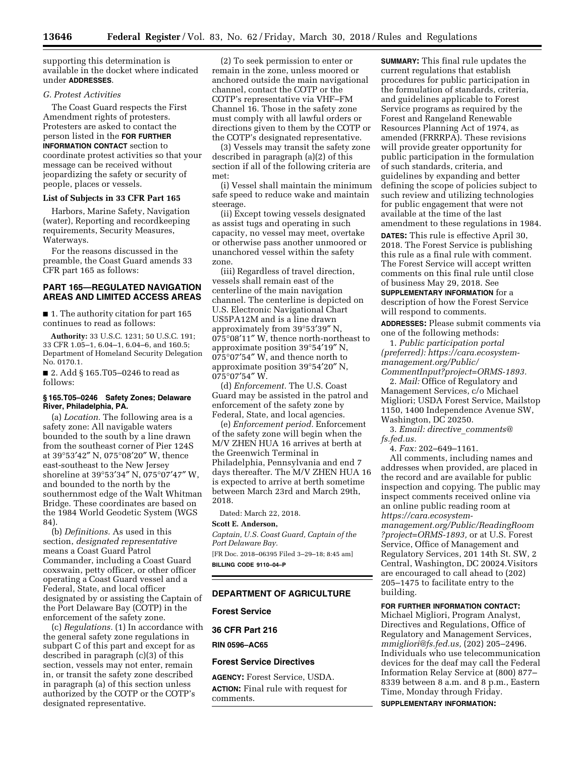supporting this determination is available in the docket where indicated under **ADDRESSES**.

*G. Protest Activities*

The Coast Guard respects the First Amendment rights of protesters. Protesters are asked to contact the person listed in the **FOR FURTHER INFORMATION CONTACT** section to coordinate protest activities so that your message can be received without jeopardizing the safety or security of people, places or vessels.

**List of Subjects in 33 CFR Part 165**

Harbors, Marine Safety, Navigation (water), Reporting and recordkeeping requirements, Security Measures, Waterways.

For the reasons discussed in the preamble, the Coast Guard amends 33 CFR part 165 as follows:

## PART 165—REGULATED NAVIGATION AREAS AND LIMITED ACCESS AREAS

■ 1. The authority citation for part 165 continues to read as follows:

**Authority:** 33 U.S.C. 1231; 50 U.S.C. 191; 33 CFR 1.05–1, 6.04–1, 6.04–6, and 160.5; Department of Homeland Security Delegation No. 0170.1.

■ 2. Add § 165.T05–0246 to read as follows:

**§ 165.T05–0246 Safety Zones; Delaware River, Philadelphia, PA.**

(a) *Location.* The following area is a safety zone: All navigable waters bounded to the south by a line drawn from the southeast corner of Pier 124S at 39°53′42″ N, 075°08′20″ W, thence east-southeast to the New Jersey shoreline at 39°53′34″ N, 075°07′47″ W, and bounded to the north by the southernmost edge of the Walt Whitman Bridge. These coordinates are based on the 1984 World Geodetic System (WGS 84).

(b) *Definitions.* As used in this section, *designated representative* means a Coast Guard Patrol Commander, including a Coast Guard coxswain, petty officer, or other officer operating a Coast Guard vessel and a Federal, State, and local officer designated by or assisting the Captain of the Port Delaware Bay (COTP) in the enforcement of the safety zone.

(c) *Regulations.* (1) In accordance with the general safety zone regulations in subpart C of this part and except for as described in paragraph (c)(3) of this section, vessels may not enter, remain in, or transit the safety zone described in paragraph (a) of this section unless authorized by the COTP or the COTP's designated representative.

(2) To seek permission to enter or remain in the zone, unless moored or anchored outside the main navigational channel, contact the COTP or the COTP's representative via VHF–FM Channel 16. Those in the safety zone must comply with all lawful orders or directions given to them by the COTP or the COTP's designated representative.

(3) Vessels may transit the safety zone described in paragraph (a)(2) of this section if all of the following criteria are met:

(i) Vessel shall maintain the minimum safe speed to reduce wake and maintain steerage.

(ii) Except towing vessels designated as assist tugs and operating in such capacity, no vessel may meet, overtake or otherwise pass another unmoored or unanchored vessel within the safety zone.

(iii) Regardless of travel direction, vessels shall remain east of the centerline of the main navigation channel. The centerline is depicted on U.S. Electronic Navigational Chart US5PA12M and is a line drawn approximately from 39°53′39″ N, 075°08′11″ W, thence north-northeast to approximate position 39°54′19″ N, 075°07′54″ W, and thence north to approximate position 39°54′20″ N, 075°07′54″ W.

(d) *Enforcement.* The U.S. Coast Guard may be assisted in the patrol and enforcement of the safety zone by Federal, State, and local agencies.

(e) *Enforcement period.* Enforcement of the safety zone will begin when the M/V ZHEN HUA 16 arrives at berth at the Greenwich Terminal in Philadelphia, Pennsylvania and end 7 days thereafter. The M/V ZHEN HUA 16 is expected to arrive at berth sometime between March 23rd and March 29th, 2018.

Dated: March 22, 2018.

**Scott E. Anderson,**

*Captain, U.S. Coast Guard, Captain of the Port Delaware Bay.*

[FR Doc. 2018–06395 Filed 3–29–18; 8:45 am]

**BILLING CODE 9110–04–P**

## DEPARTMENT OF AGRICULTURE

### Forest Service

### 36 CFR Part 216

### RIN 0596–AC65

### Forest Service Directives

**AGENCY:** Forest Service, USDA.

**ACTION:** Final rule with request for comments.

**SUMMARY:** This final rule updates the current regulations that establish procedures for public participation in the formulation of standards, criteria, and guidelines applicable to Forest Service programs as required by the Forest and Rangeland Renewable Resources Planning Act of 1974, as amended (FRRRPA). These revisions will provide greater opportunity for public participation in the formulation of such standards, criteria, and guidelines by expanding and better defining the scope of policies subject to such review and utilizing technologies for public engagement that were not available at the time of the last amendment to these regulations in 1984.

**DATES:** This rule is effective April 30, 2018. The Forest Service is publishing this rule as a final rule with comment. The Forest Service will accept written comments on this final rule until close of business May 29, 2018. See **SUPPLEMENTARY INFORMATION** for a description of how the Forest Service will respond to comments.

**ADDRESSES:** Please submit comments via one of the following methods:

1. *Public participation portal (preferred): https://cara.ecosystem-management.org/Public/CommentInput?project=ORMS-1893.*

2. *Mail:* Office of Regulatory and Management Services, c/o Michael Migliori; USDA Forest Service, Mailstop 1150, 1400 Independence Avenue SW, Washington, DC 20250.

3. *Email: directive_comments@fs.fed.us.*

4. *Fax:* 202–649–1161.

All comments, including names and addresses when provided, are placed in the record and are available for public inspection and copying. The public may inspect comments received online via an online public reading room at *https://cara.ecosystem-management.org/Public/ReadingRoom?project=ORMS-1893,* or at U.S. Forest Service, Office of Management and Regulatory Services, 201 14th St. SW, 2 Central, Washington, DC 20024.Visitors are encouraged to call ahead to (202) 205–1475 to facilitate entry to the building.

**FOR FURTHER INFORMATION CONTACT:** Michael Migliori, Program Analyst, Directives and Regulations, Office of Regulatory and Management Services, *mmigliori@fs.fed.us,* (202) 205–2496. Individuals who use telecommunication devices for the deaf may call the Federal Information Relay Service at (800) 877–8339 between 8 a.m. and 8 p.m., Eastern Time, Monday through Friday.

**SUPPLEMENTARY INFORMATION:**